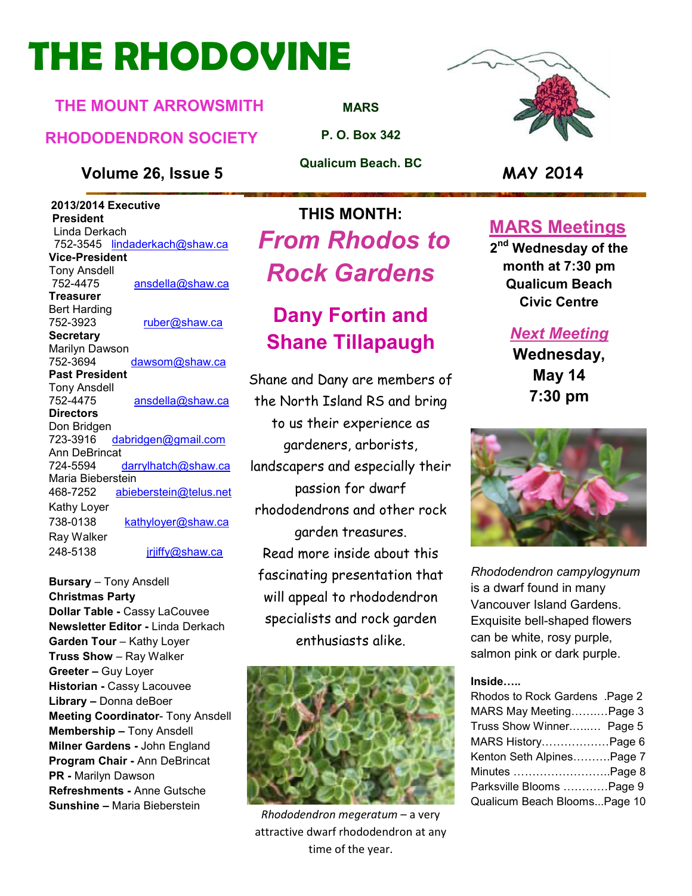# THE RHODOVINE

**THE MOUNT ARROWSMITH RHODODENDRON SOCIETY**

**MARS**
**P. O. Box 342**
**Qualicum Beach. BC**

**Volume 26, Issue 5**

**MAY 2014**

**2013/2014 Executive**

**President**
Linda Derkach
752-3545 lindaderkach@shaw.ca

**Vice-President**
Tony Ansdell
752-4475 ansdella@shaw.ca

**Treasurer**
Bert Harding
752-3923 ruber@shaw.ca

**Secretary**
Marilyn Dawson
752-3694 dawsom@shaw.ca

**Past President**
Tony Ansdell
752-4475 ansdella@shaw.ca

**Directors**
Don Bridgen
723-3916 dabridgen@gmail.com
Ann DeBrincat
724-5594 darrylhatch@shaw.ca
Maria Bieberstein
468-7252 abieberstein@telus.net
Kathy Loyer
738-0138 kathyloyer@shaw.ca
Ray Walker
248-5138 jrjiffy@shaw.ca

**Bursary** – Tony Ansdell
**Christmas Party**
**Dollar Table -** Cassy LaCouvee
**Newsletter Editor -** Linda Derkach
**Garden Tour** – Kathy Loyer
**Truss Show** – Ray Walker
**Greeter –** Guy Loyer
**Historian -** Cassy Lacouvee
**Library –** Donna deBoer
**Meeting Coordinator**- Tony Ansdell
**Membership –** Tony Ansdell
**Milner Gardens -** John England
**Program Chair -** Ann DeBrincat
**PR -** Marilyn Dawson
**Refreshments -** Anne Gutsche
**Sunshine –** Maria Bieberstein

## THIS MONTH:

## *From Rhodos to Rock Gardens*

## Dany Fortin and Shane Tillapaugh

Shane and Dany are members of the North Island RS and bring to us their experience as gardeners, arborists, landscapers and especially their passion for dwarf rhododendrons and other rock garden treasures.
Read more inside about this fascinating presentation that will appeal to rhododendron specialists and rock garden enthusiasts alike.

*Rhododendron megeratum* – a very attractive dwarf rhododendron at any time of the year.

## MARS Meetings

**2nd Wednesday of the month at 7:30 pm Qualicum Beach Civic Centre**

***Next Meeting***

**Wednesday, May 14 7:30 pm**

*Rhododendron campylogynum* is a dwarf found in many Vancouver Island Gardens. Exquisite bell-shaped flowers can be white, rosy purple, salmon pink or dark purple.

**Inside…..**

Rhodos to Rock Gardens .Page 2
MARS May Meeting……….Page 3
Truss Show Winner…..…. Page 5
MARS History………………Page 6
Kenton Seth Alpines……….Page 7
Minutes ……………………..Page 8
Parksville Blooms …………Page 9
Qualicum Beach Blooms...Page 10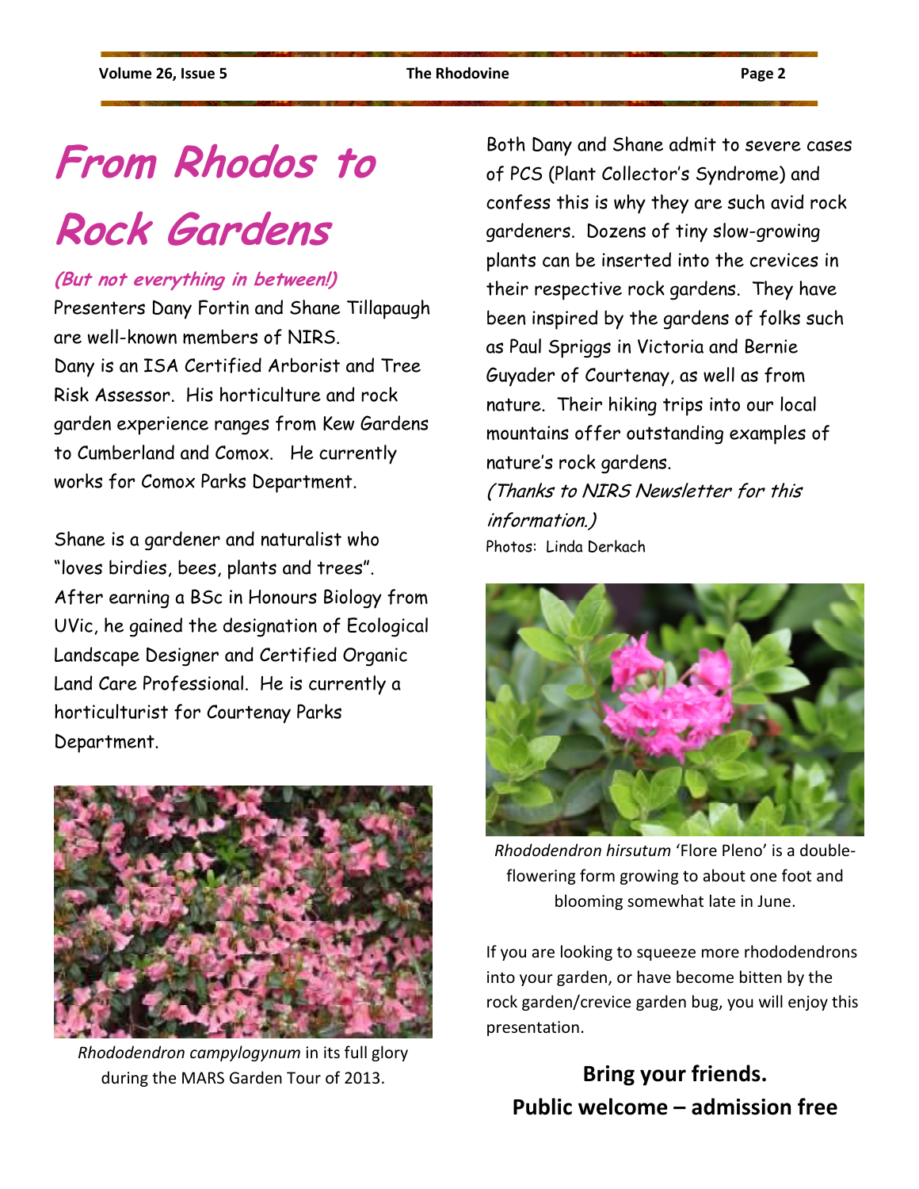# From Rhodos to Rock Gardens

***(But not everything in between!)***

Presenters Dany Fortin and Shane Tillapaugh are well-known members of NIRS. Dany is an ISA Certified Arborist and Tree Risk Assessor. His horticulture and rock garden experience ranges from Kew Gardens to Cumberland and Comox. He currently works for Comox Parks Department.

Shane is a gardener and naturalist who "loves birdies, bees, plants and trees". After earning a BSc in Honours Biology from UVic, he gained the designation of Ecological Landscape Designer and Certified Organic Land Care Professional. He is currently a horticulturist for Courtenay Parks Department.

*Rhododendron campylogynum* in its full glory during the MARS Garden Tour of 2013.

Both Dany and Shane admit to severe cases of PCS (Plant Collector's Syndrome) and confess this is why they are such avid rock gardeners. Dozens of tiny slow-growing plants can be inserted into the crevices in their respective rock gardens. They have been inspired by the gardens of folks such as Paul Spriggs in Victoria and Bernie Guyader of Courtenay, as well as from nature. Their hiking trips into our local mountains offer outstanding examples of nature's rock gardens.

*(Thanks to NIRS Newsletter for this information.)*

Photos: Linda Derkach

*Rhododendron hirsutum* 'Flore Pleno' is a double-flowering form growing to about one foot and blooming somewhat late in June.

If you are looking to squeeze more rhododendrons into your garden, or have become bitten by the rock garden/crevice garden bug, you will enjoy this presentation.

**Bring your friends.**
**Public welcome – admission free**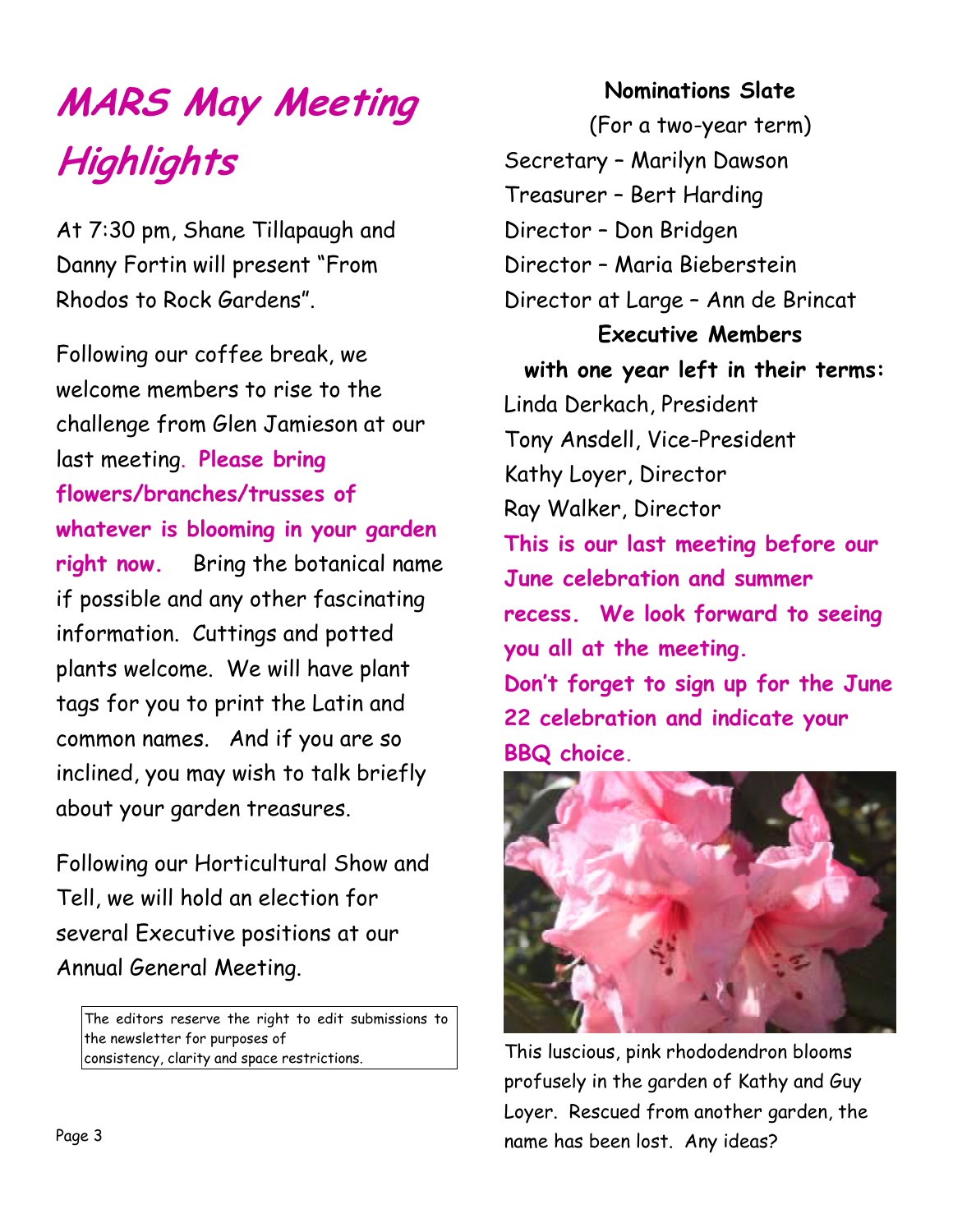# MARS May Meeting Highlights

At 7:30 pm, Shane Tillapaugh and Danny Fortin will present "From Rhodos to Rock Gardens".

Following our coffee break, we welcome members to rise to the challenge from Glen Jamieson at our last meeting. **Please bring flowers/branches/trusses of whatever is blooming in your garden right now.** Bring the botanical name if possible and any other fascinating information. Cuttings and potted plants welcome. We will have plant tags for you to print the Latin and common names. And if you are so inclined, you may wish to talk briefly about your garden treasures.

Following our Horticultural Show and Tell, we will hold an election for several Executive positions at our Annual General Meeting.

The editors reserve the right to edit submissions to the newsletter for purposes of consistency, clarity and space restrictions.

**Nominations Slate**

(For a two-year term)

Secretary – Marilyn Dawson
Treasurer – Bert Harding
Director – Don Bridgen
Director – Maria Bieberstein
Director at Large – Ann de Brincat

**Executive Members with one year left in their terms:**

Linda Derkach, President
Tony Ansdell, Vice-President
Kathy Loyer, Director
Ray Walker, Director

**This is our last meeting before our June celebration and summer recess. We look forward to seeing you all at the meeting.**

**Don't forget to sign up for the June 22 celebration and indicate your BBQ choice.**

This luscious, pink rhododendron blooms profusely in the garden of Kathy and Guy Loyer. Rescued from another garden, the name has been lost. Any ideas?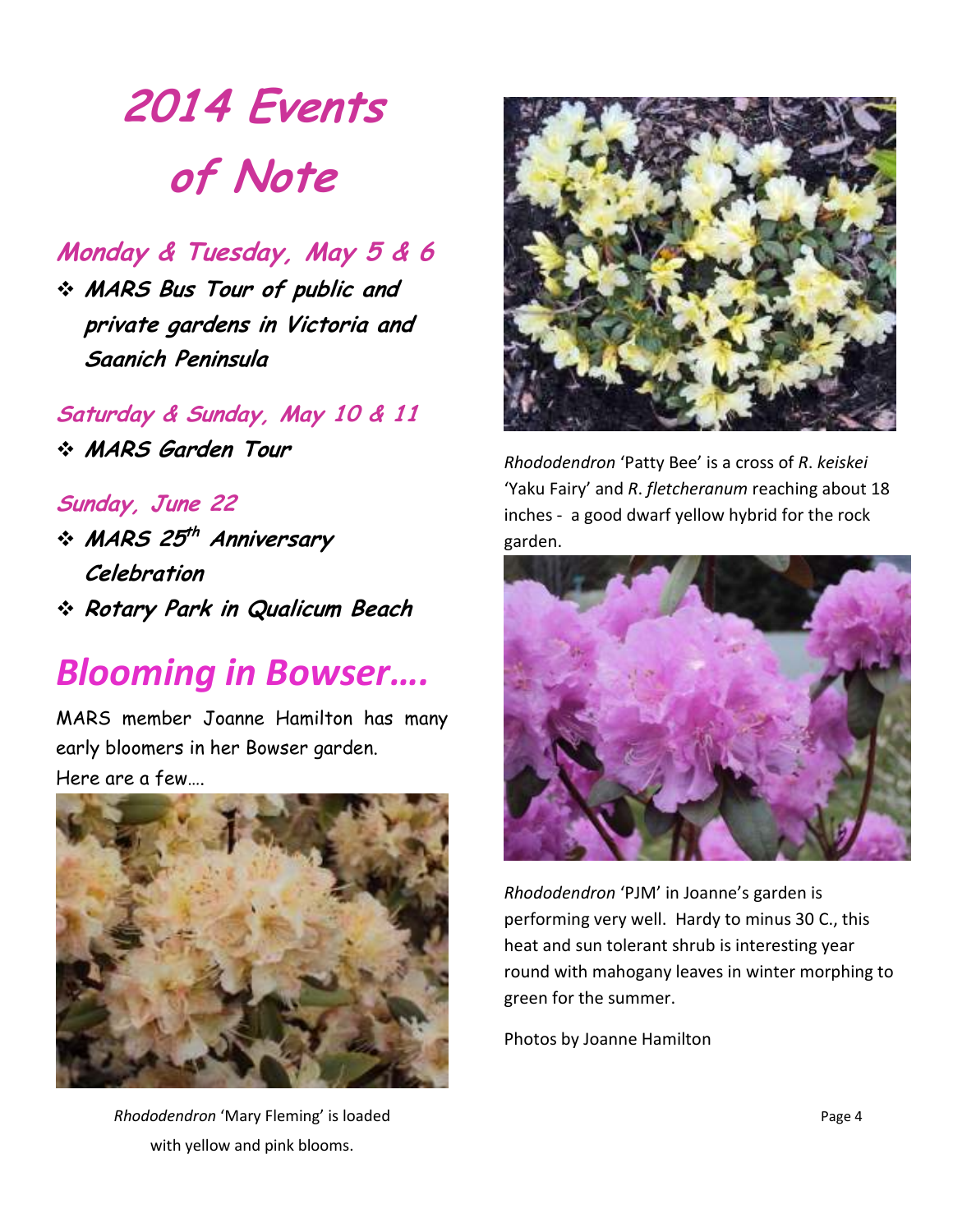# 2014 Events of Note

## Monday & Tuesday, May 5 & 6

- **MARS Bus Tour of public and private gardens in Victoria and Saanich Peninsula**

## Saturday & Sunday, May 10 & 11

- **MARS Garden Tour**

## Sunday, June 22

- **MARS 25th Anniversary Celebration**
- **Rotary Park in Qualicum Beach**

# Blooming in Bowser….

MARS member Joanne Hamilton has many early bloomers in her Bowser garden.
Here are a few….

*Rhododendron* 'Mary Fleming' is loaded with yellow and pink blooms.

*Rhododendron* 'Patty Bee' is a cross of *R. keiskei* 'Yaku Fairy' and *R. fletcheranum* reaching about 18 inches - a good dwarf yellow hybrid for the rock garden.

*Rhododendron* 'PJM' in Joanne's garden is performing very well. Hardy to minus 30 C., this heat and sun tolerant shrub is interesting year round with mahogany leaves in winter morphing to green for the summer.

Photos by Joanne Hamilton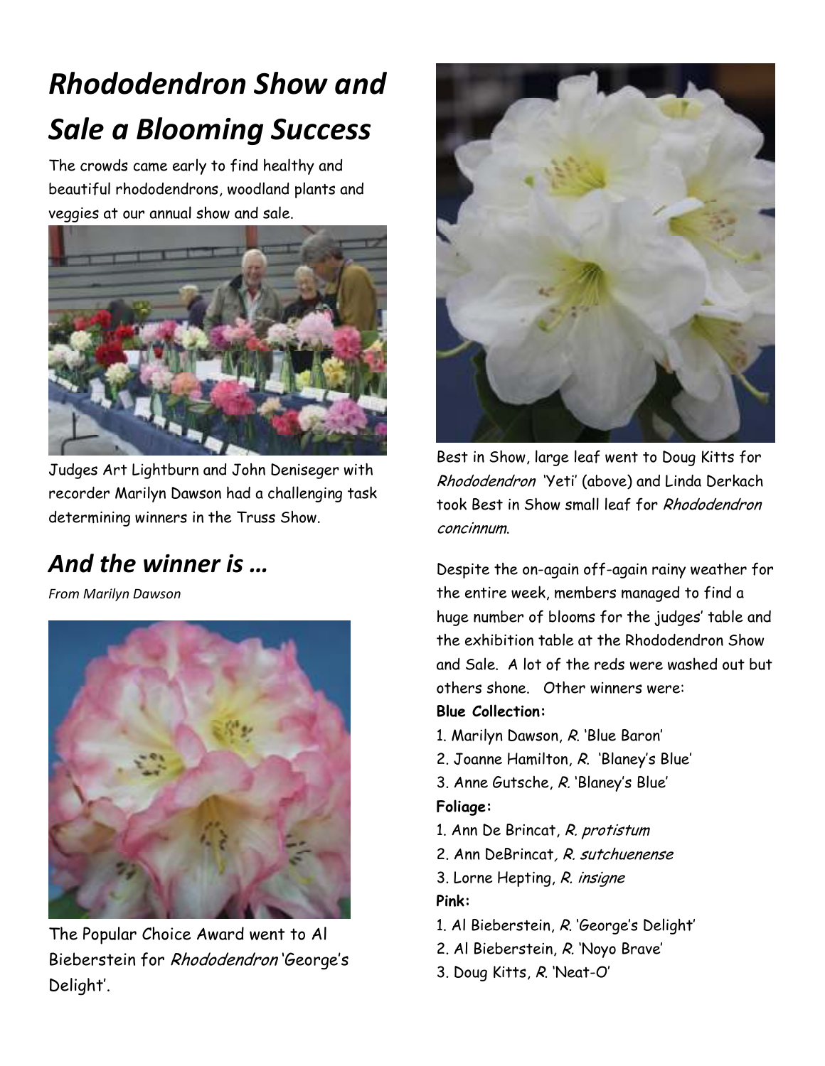# *Rhododendron Show and Sale a Blooming Success*

The crowds came early to find healthy and beautiful rhododendrons, woodland plants and veggies at our annual show and sale.

Judges Art Lightburn and John Deniseger with recorder Marilyn Dawson had a challenging task determining winners in the Truss Show.

## *And the winner is …*

*From Marilyn Dawson*

The Popular Choice Award went to Al Bieberstein for *Rhododendron* 'George's Delight'.

Best in Show, large leaf went to Doug Kitts for *Rhododendron* 'Yeti' (above) and Linda Derkach took Best in Show small leaf for *Rhododendron concinnum*.

Despite the on-again off-again rainy weather for the entire week, members managed to find a huge number of blooms for the judges' table and the exhibition table at the Rhododendron Show and Sale. A lot of the reds were washed out but others shone. Other winners were:

**Blue Collection:**

1. Marilyn Dawson, *R.* 'Blue Baron'
2. Joanne Hamilton, *R.* 'Blaney's Blue'
3. Anne Gutsche, *R.* 'Blaney's Blue'

**Foliage:**

1. Ann De Brincat, *R. protistum*
2. Ann DeBrincat, *R. sutchuenense*
3. Lorne Hepting, *R. insigne*

**Pink:**

1. Al Bieberstein, *R.* 'George's Delight'
2. Al Bieberstein, *R.* 'Noyo Brave'
3. Doug Kitts, *R.* 'Neat-O'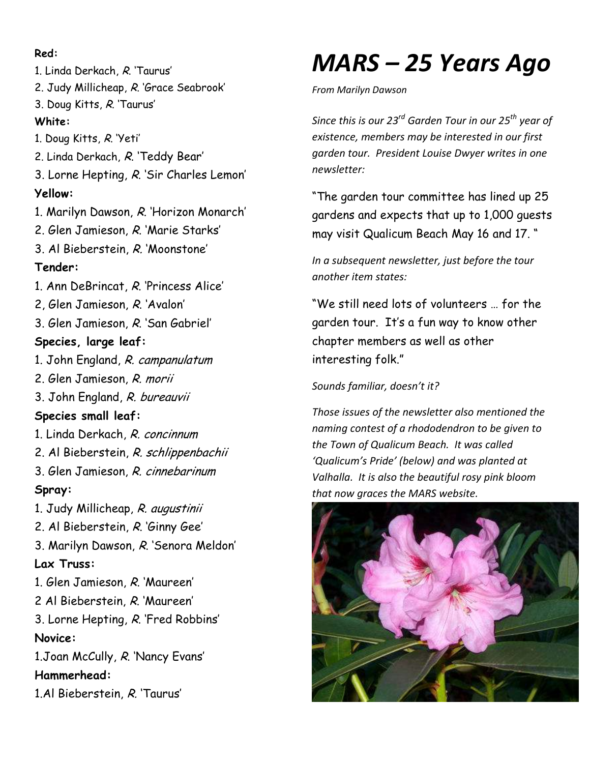**Red:**

1. Linda Derkach, *R.* 'Taurus'
2. Judy Millicheap, *R.* 'Grace Seabrook'
3. Doug Kitts, *R.* 'Taurus'

**White:**

1. Doug Kitts, *R.* 'Yeti'
2. Linda Derkach, *R.* 'Teddy Bear'
3. Lorne Hepting, *R.* 'Sir Charles Lemon'

**Yellow:**

1. Marilyn Dawson, *R.* 'Horizon Monarch'
2. Glen Jamieson, *R.* 'Marie Starks'
3. Al Bieberstein, *R.* 'Moonstone'

**Tender:**

1. Ann DeBrincat, *R.* 'Princess Alice'

2, Glen Jamieson, *R.* 'Avalon'

3. Glen Jamieson, *R.* 'San Gabriel'

**Species, large leaf:**

1. John England, *R. campanulatum*
2. Glen Jamieson, *R. morii*
3. John England, *R. bureauvii*

**Species small leaf:**

1. Linda Derkach, *R. concinnum*
2. Al Bieberstein, *R. schlippenbachii*
3. Glen Jamieson, *R. cinnebarinum*

**Spray:**

1. Judy Millicheap, *R. augustinii*
2. Al Bieberstein, *R.* 'Ginny Gee'
3. Marilyn Dawson, *R.* 'Senora Meldon'

**Lax Truss:**

1. Glen Jamieson, *R.* 'Maureen'

2 Al Bieberstein, *R.* 'Maureen'

3. Lorne Hepting, *R.* 'Fred Robbins'

**Novice:**

1.Joan McCully, *R.* 'Nancy Evans'

**Hammerhead:**

1.Al Bieberstein, *R.* 'Taurus'

# *MARS – 25 Years Ago*

*From Marilyn Dawson*

*Since this is our 23rd Garden Tour in our 25th year of existence, members may be interested in our first garden tour. President Louise Dwyer writes in one newsletter:*

"The garden tour committee has lined up 25 gardens and expects that up to 1,000 guests may visit Qualicum Beach May 16 and 17. "

*In a subsequent newsletter, just before the tour another item states:*

"We still need lots of volunteers … for the garden tour. It's a fun way to know other chapter members as well as other interesting folk."

*Sounds familiar, doesn't it?*

*Those issues of the newsletter also mentioned the naming contest of a rhododendron to be given to the Town of Qualicum Beach. It was called 'Qualicum's Pride' (below) and was planted at Valhalla. It is also the beautiful rosy pink bloom that now graces the MARS website.*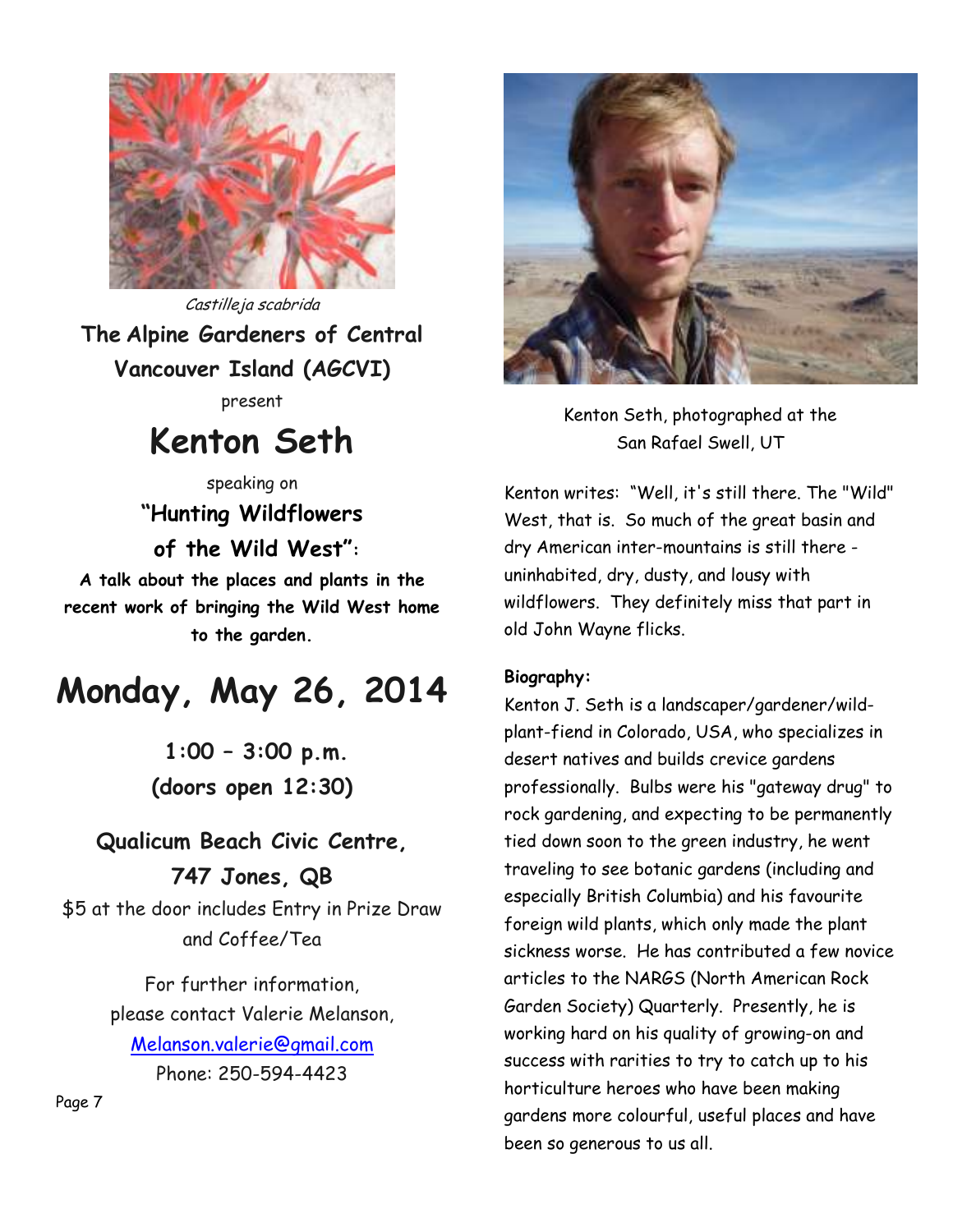*Castilleja scabrida*

**The Alpine Gardeners of Central Vancouver Island (AGCVI)**

present

# Kenton Seth

speaking on

## "Hunting Wildflowers of the Wild West":

**A talk about the places and plants in the recent work of bringing the Wild West home to the garden.**

# Monday, May 26, 2014

**1:00 – 3:00 p.m.**
**(doors open 12:30)**

**Qualicum Beach Civic Centre,**
**747 Jones, QB**

$5 at the door includes Entry in Prize Draw and Coffee/Tea

For further information, please contact Valerie Melanson, Melanson.valerie@gmail.com
Phone: 250-594-4423

Kenton Seth, photographed at the San Rafael Swell, UT

Kenton writes: "Well, it's still there. The "Wild" West, that is. So much of the great basin and dry American inter-mountains is still there - uninhabited, dry, dusty, and lousy with wildflowers. They definitely miss that part in old John Wayne flicks.

**Biography:**
Kenton J. Seth is a landscaper/gardener/wild-plant-fiend in Colorado, USA, who specializes in desert natives and builds crevice gardens professionally. Bulbs were his "gateway drug" to rock gardening, and expecting to be permanently tied down soon to the green industry, he went traveling to see botanic gardens (including and especially British Columbia) and his favourite foreign wild plants, which only made the plant sickness worse. He has contributed a few novice articles to the NARGS (North American Rock Garden Society) Quarterly. Presently, he is working hard on his quality of growing-on and success with rarities to try to catch up to his horticulture heroes who have been making gardens more colourful, useful places and have been so generous to us all.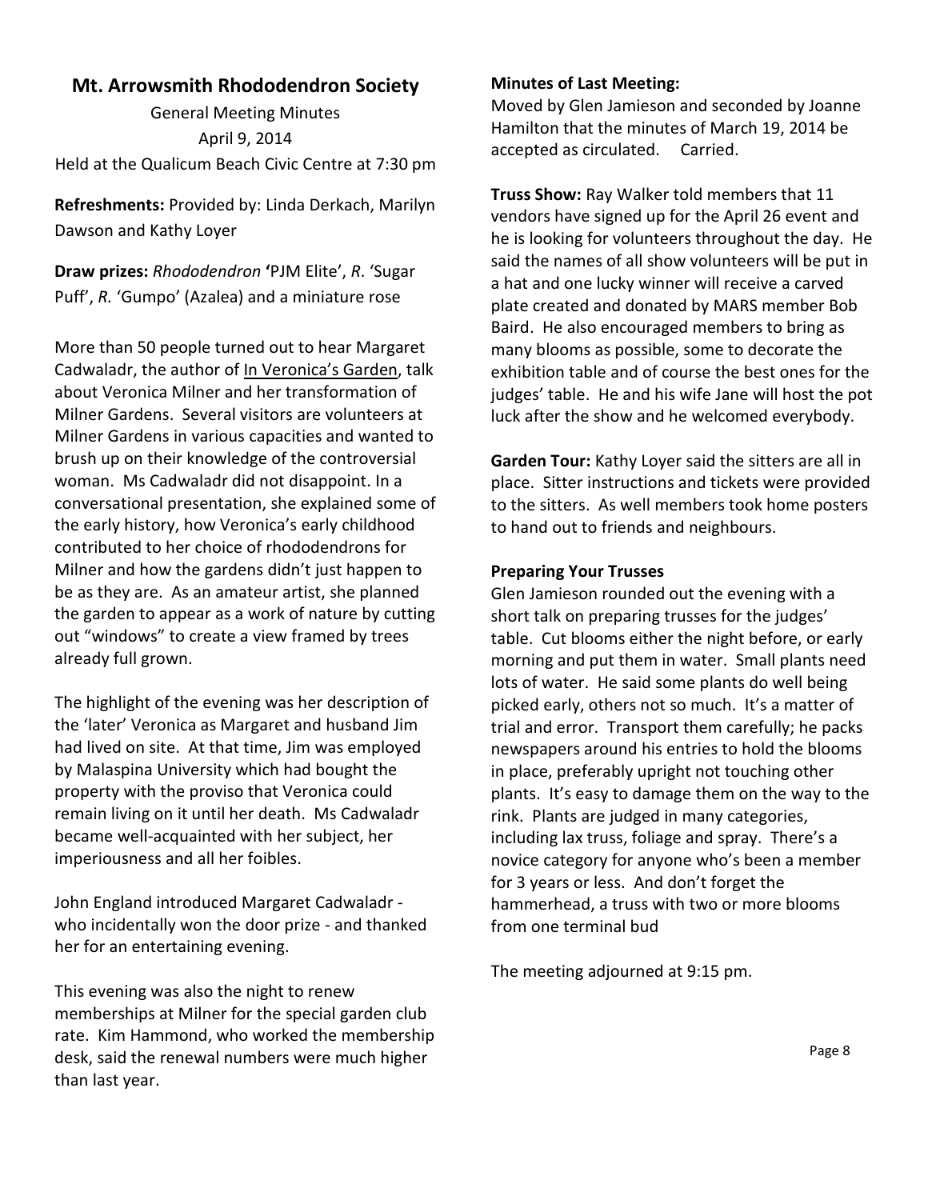## Mt. Arrowsmith Rhododendron Society

General Meeting Minutes
April 9, 2014
Held at the Qualicum Beach Civic Centre at 7:30 pm

**Refreshments:** Provided by: Linda Derkach, Marilyn Dawson and Kathy Loyer

**Draw prizes:** *Rhododendron* **'**PJM Elite', *R*. 'Sugar Puff', *R.* 'Gumpo' (Azalea) and a miniature rose

More than 50 people turned out to hear Margaret Cadwaladr, the author of In Veronica's Garden, talk about Veronica Milner and her transformation of Milner Gardens. Several visitors are volunteers at Milner Gardens in various capacities and wanted to brush up on their knowledge of the controversial woman. Ms Cadwaladr did not disappoint. In a conversational presentation, she explained some of the early history, how Veronica's early childhood contributed to her choice of rhododendrons for Milner and how the gardens didn't just happen to be as they are. As an amateur artist, she planned the garden to appear as a work of nature by cutting out "windows" to create a view framed by trees already full grown.

The highlight of the evening was her description of the 'later' Veronica as Margaret and husband Jim had lived on site. At that time, Jim was employed by Malaspina University which had bought the property with the proviso that Veronica could remain living on it until her death. Ms Cadwaladr became well-acquainted with her subject, her imperiousness and all her foibles.

John England introduced Margaret Cadwaladr - who incidentally won the door prize - and thanked her for an entertaining evening.

This evening was also the night to renew memberships at Milner for the special garden club rate. Kim Hammond, who worked the membership desk, said the renewal numbers were much higher than last year.

**Minutes of Last Meeting:**
Moved by Glen Jamieson and seconded by Joanne Hamilton that the minutes of March 19, 2014 be accepted as circulated. Carried.

**Truss Show:** Ray Walker told members that 11 vendors have signed up for the April 26 event and he is looking for volunteers throughout the day. He said the names of all show volunteers will be put in a hat and one lucky winner will receive a carved plate created and donated by MARS member Bob Baird. He also encouraged members to bring as many blooms as possible, some to decorate the exhibition table and of course the best ones for the judges' table. He and his wife Jane will host the pot luck after the show and he welcomed everybody.

**Garden Tour:** Kathy Loyer said the sitters are all in place. Sitter instructions and tickets were provided to the sitters. As well members took home posters to hand out to friends and neighbours.

**Preparing Your Trusses**
Glen Jamieson rounded out the evening with a short talk on preparing trusses for the judges' table. Cut blooms either the night before, or early morning and put them in water. Small plants need lots of water. He said some plants do well being picked early, others not so much. It's a matter of trial and error. Transport them carefully; he packs newspapers around his entries to hold the blooms in place, preferably upright not touching other plants. It's easy to damage them on the way to the rink. Plants are judged in many categories, including lax truss, foliage and spray. There's a novice category for anyone who's been a member for 3 years or less. And don't forget the hammerhead, a truss with two or more blooms from one terminal bud

The meeting adjourned at 9:15 pm.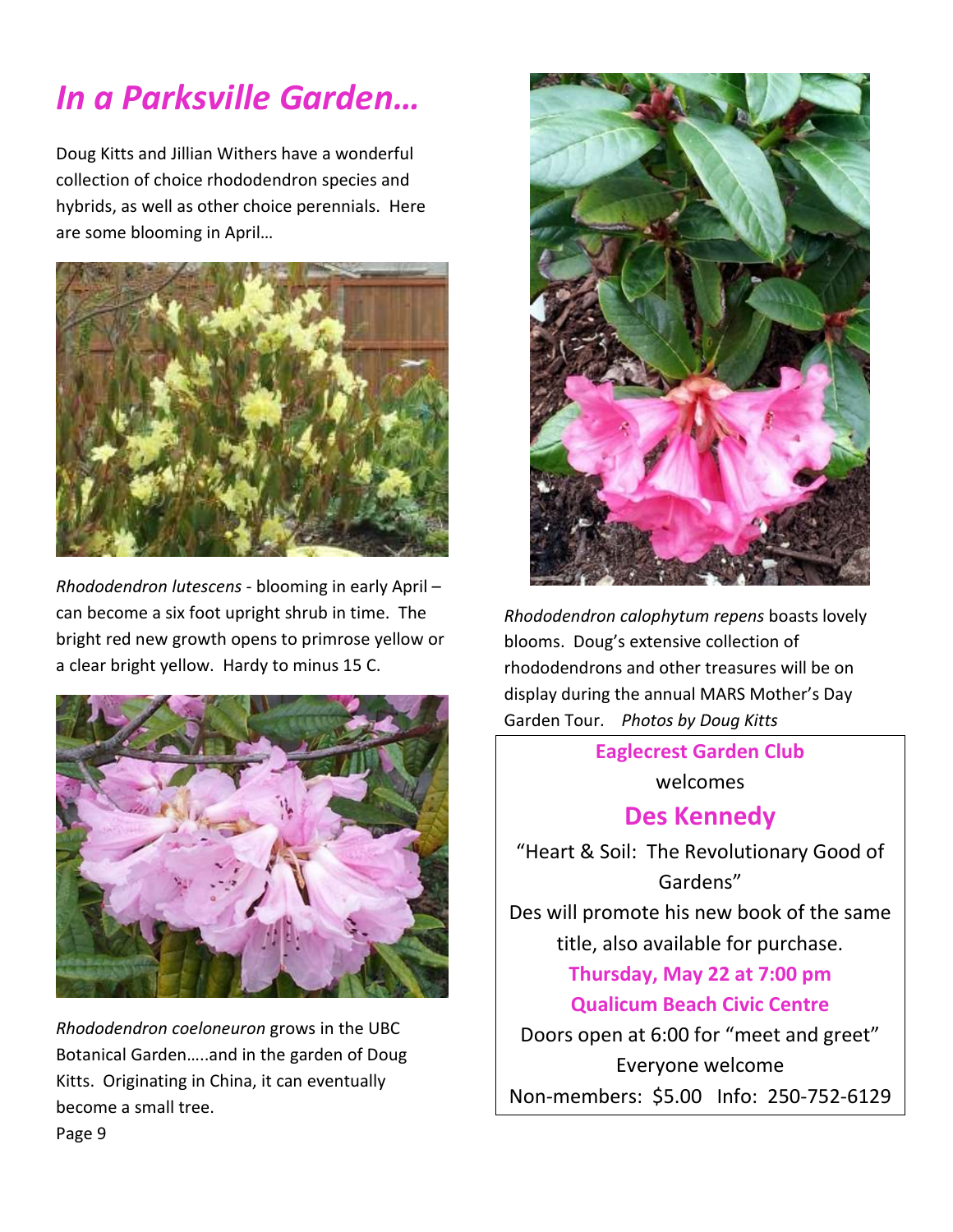# *In a Parksville Garden…*

Doug Kitts and Jillian Withers have a wonderful collection of choice rhododendron species and hybrids, as well as other choice perennials. Here are some blooming in April…

*Rhododendron lutescens* - blooming in early April – can become a six foot upright shrub in time. The bright red new growth opens to primrose yellow or a clear bright yellow. Hardy to minus 15 C.

*Rhododendron coeloneuron* grows in the UBC Botanical Garden…..and in the garden of Doug Kitts. Originating in China, it can eventually become a small tree.

*Rhododendron calophytum repens* boasts lovely blooms. Doug's extensive collection of rhododendrons and other treasures will be on display during the annual MARS Mother's Day Garden Tour. *Photos by Doug Kitts*

---

**Eaglecrest Garden Club**

welcomes

## **Des Kennedy**

"Heart & Soil: The Revolutionary Good of Gardens"

Des will promote his new book of the same title, also available for purchase.

**Thursday, May 22 at 7:00 pm**

**Qualicum Beach Civic Centre**

Doors open at 6:00 for "meet and greet"

Everyone welcome

Non-members: $5.00 Info: 250-752-6129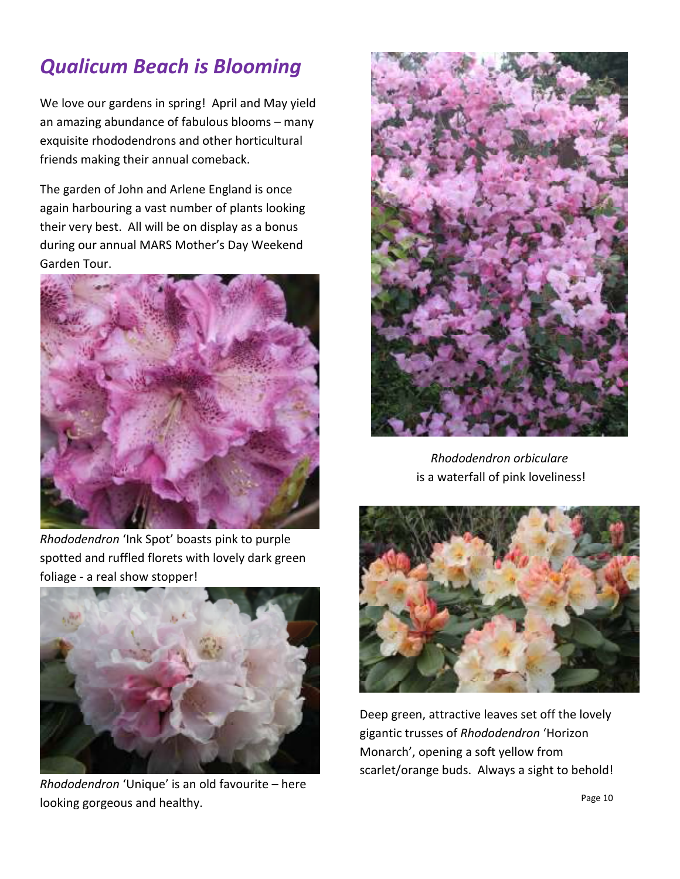# *Qualicum Beach is Blooming*

We love our gardens in spring! April and May yield an amazing abundance of fabulous blooms – many exquisite rhododendrons and other horticultural friends making their annual comeback.

The garden of John and Arlene England is once again harbouring a vast number of plants looking their very best. All will be on display as a bonus during our annual MARS Mother's Day Weekend Garden Tour.

*Rhododendron* 'Ink Spot' boasts pink to purple spotted and ruffled florets with lovely dark green foliage - a real show stopper!

*Rhododendron* 'Unique' is an old favourite – here looking gorgeous and healthy.

*Rhododendron orbiculare* is a waterfall of pink loveliness!

Deep green, attractive leaves set off the lovely gigantic trusses of *Rhododendron* 'Horizon Monarch', opening a soft yellow from scarlet/orange buds. Always a sight to behold!